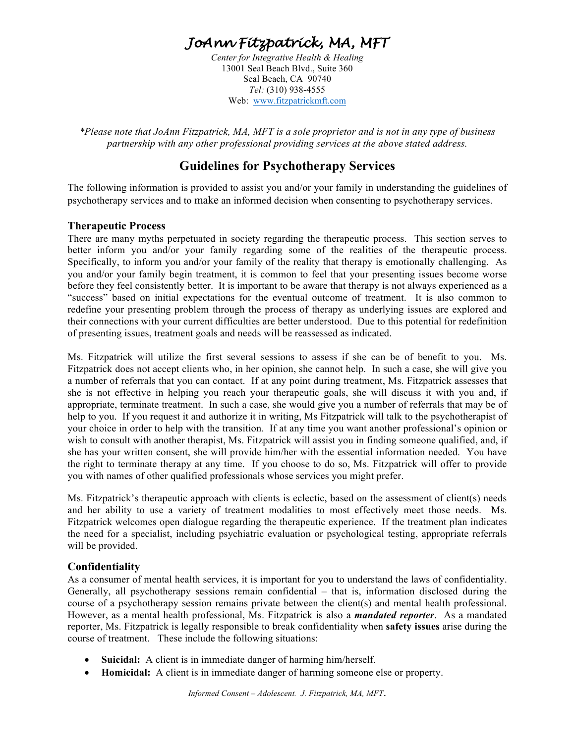# JoAnn Fitzpatrick, MA, MFT

*Center for Integrative Health & Healing*
13001 Seal Beach Blvd., Suite 360
Seal Beach, CA 90740
*Tel:* (310) 938-4555
Web: www.fitzpatrickmft.com

*\*Please note that JoAnn Fitzpatrick, MA, MFT is a sole proprietor and is not in any type of business partnership with any other professional providing services at the above stated address.*

## Guidelines for Psychotherapy Services

The following information is provided to assist you and/or your family in understanding the guidelines of psychotherapy services and to make an informed decision when consenting to psychotherapy services.

### Therapeutic Process

There are many myths perpetuated in society regarding the therapeutic process. This section serves to better inform you and/or your family regarding some of the realities of the therapeutic process. Specifically, to inform you and/or your family of the reality that therapy is emotionally challenging. As you and/or your family begin treatment, it is common to feel that your presenting issues become worse before they feel consistently better. It is important to be aware that therapy is not always experienced as a "success" based on initial expectations for the eventual outcome of treatment. It is also common to redefine your presenting problem through the process of therapy as underlying issues are explored and their connections with your current difficulties are better understood. Due to this potential for redefinition of presenting issues, treatment goals and needs will be reassessed as indicated.

Ms. Fitzpatrick will utilize the first several sessions to assess if she can be of benefit to you. Ms. Fitzpatrick does not accept clients who, in her opinion, she cannot help. In such a case, she will give you a number of referrals that you can contact. If at any point during treatment, Ms. Fitzpatrick assesses that she is not effective in helping you reach your therapeutic goals, she will discuss it with you and, if appropriate, terminate treatment. In such a case, she would give you a number of referrals that may be of help to you. If you request it and authorize it in writing, Ms Fitzpatrick will talk to the psychotherapist of your choice in order to help with the transition. If at any time you want another professional's opinion or wish to consult with another therapist, Ms. Fitzpatrick will assist you in finding someone qualified, and, if she has your written consent, she will provide him/her with the essential information needed. You have the right to terminate therapy at any time. If you choose to do so, Ms. Fitzpatrick will offer to provide you with names of other qualified professionals whose services you might prefer.

Ms. Fitzpatrick's therapeutic approach with clients is eclectic, based on the assessment of client(s) needs and her ability to use a variety of treatment modalities to most effectively meet those needs. Ms. Fitzpatrick welcomes open dialogue regarding the therapeutic experience. If the treatment plan indicates the need for a specialist, including psychiatric evaluation or psychological testing, appropriate referrals will be provided.

### Confidentiality

As a consumer of mental health services, it is important for you to understand the laws of confidentiality. Generally, all psychotherapy sessions remain confidential – that is, information disclosed during the course of a psychotherapy session remains private between the client(s) and mental health professional. However, as a mental health professional, Ms. Fitzpatrick is also a ***mandated reporter***. As a mandated reporter, Ms. Fitzpatrick is legally responsible to break confidentiality when **safety issues** arise during the course of treatment. These include the following situations:

- **Suicidal:** A client is in immediate danger of harming him/herself.
- **Homicidal:** A client is in immediate danger of harming someone else or property.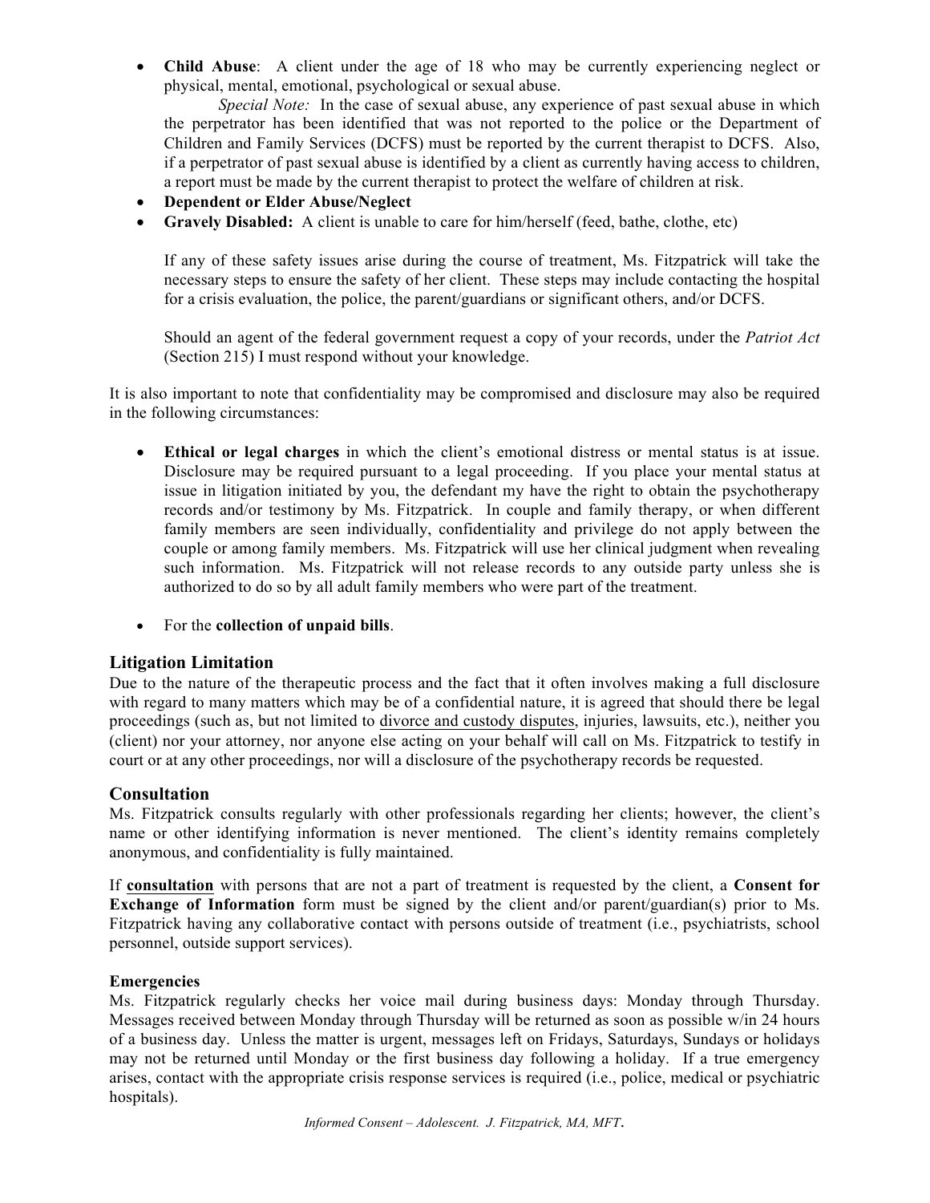- **Child Abuse**: A client under the age of 18 who may be currently experiencing neglect or physical, mental, emotional, psychological or sexual abuse.

  *Special Note:* In the case of sexual abuse, any experience of past sexual abuse in which the perpetrator has been identified that was not reported to the police or the Department of Children and Family Services (DCFS) must be reported by the current therapist to DCFS. Also, if a perpetrator of past sexual abuse is identified by a client as currently having access to children, a report must be made by the current therapist to protect the welfare of children at risk.
- **Dependent or Elder Abuse/Neglect**
- **Gravely Disabled:** A client is unable to care for him/herself (feed, bathe, clothe, etc)

  If any of these safety issues arise during the course of treatment, Ms. Fitzpatrick will take the necessary steps to ensure the safety of her client. These steps may include contacting the hospital for a crisis evaluation, the police, the parent/guardians or significant others, and/or DCFS.

  Should an agent of the federal government request a copy of your records, under the *Patriot Act* (Section 215) I must respond without your knowledge.

It is also important to note that confidentiality may be compromised and disclosure may also be required in the following circumstances:

- **Ethical or legal charges** in which the client's emotional distress or mental status is at issue. Disclosure may be required pursuant to a legal proceeding. If you place your mental status at issue in litigation initiated by you, the defendant my have the right to obtain the psychotherapy records and/or testimony by Ms. Fitzpatrick. In couple and family therapy, or when different family members are seen individually, confidentiality and privilege do not apply between the couple or among family members. Ms. Fitzpatrick will use her clinical judgment when revealing such information. Ms. Fitzpatrick will not release records to any outside party unless she is authorized to do so by all adult family members who were part of the treatment.

- For the **collection of unpaid bills**.

## Litigation Limitation

Due to the nature of the therapeutic process and the fact that it often involves making a full disclosure with regard to many matters which may be of a confidential nature, it is agreed that should there be legal proceedings (such as, but not limited to divorce and custody disputes, injuries, lawsuits, etc.), neither you (client) nor your attorney, nor anyone else acting on your behalf will call on Ms. Fitzpatrick to testify in court or at any other proceedings, nor will a disclosure of the psychotherapy records be requested.

## Consultation

Ms. Fitzpatrick consults regularly with other professionals regarding her clients; however, the client's name or other identifying information is never mentioned. The client's identity remains completely anonymous, and confidentiality is fully maintained.

If **consultation** with persons that are not a part of treatment is requested by the client, a **Consent for Exchange of Information** form must be signed by the client and/or parent/guardian(s) prior to Ms. Fitzpatrick having any collaborative contact with persons outside of treatment (i.e., psychiatrists, school personnel, outside support services).

### Emergencies

Ms. Fitzpatrick regularly checks her voice mail during business days: Monday through Thursday. Messages received between Monday through Thursday will be returned as soon as possible w/in 24 hours of a business day. Unless the matter is urgent, messages left on Fridays, Saturdays, Sundays or holidays may not be returned until Monday or the first business day following a holiday. If a true emergency arises, contact with the appropriate crisis response services is required (i.e., police, medical or psychiatric hospitals).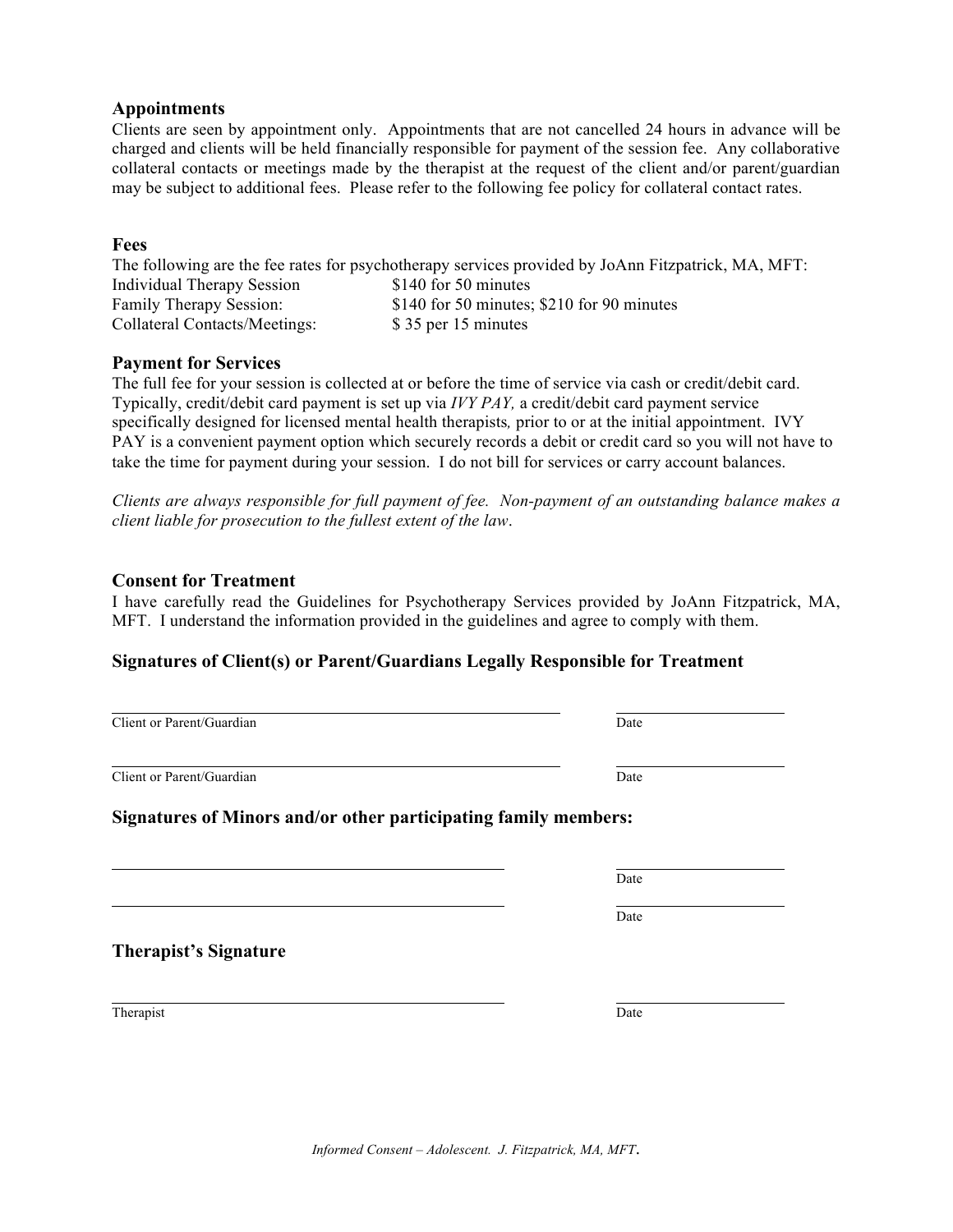### Appointments

Clients are seen by appointment only. Appointments that are not cancelled 24 hours in advance will be charged and clients will be held financially responsible for payment of the session fee. Any collaborative collateral contacts or meetings made by the therapist at the request of the client and/or parent/guardian may be subject to additional fees. Please refer to the following fee policy for collateral contact rates.

### Fees

The following are the fee rates for psychotherapy services provided by JoAnn Fitzpatrick, MA, MFT:

| | |
|---|---|
| Individual Therapy Session | $140 for 50 minutes |
| Family Therapy Session: | $140 for 50 minutes; $210 for 90 minutes |
| Collateral Contacts/Meetings: | $ 35 per 15 minutes |

### Payment for Services

The full fee for your session is collected at or before the time of service via cash or credit/debit card. Typically, credit/debit card payment is set up via *IVY PAY,* a credit/debit card payment service specifically designed for licensed mental health therapists*,* prior to or at the initial appointment. IVY PAY is a convenient payment option which securely records a debit or credit card so you will not have to take the time for payment during your session. I do not bill for services or carry account balances.

*Clients are always responsible for full payment of fee. Non-payment of an outstanding balance makes a client liable for prosecution to the fullest extent of the law*.

### Consent for Treatment

I have carefully read the Guidelines for Psychotherapy Services provided by JoAnn Fitzpatrick, MA, MFT. I understand the information provided in the guidelines and agree to comply with them.

### Signatures of Client(s) or Parent/Guardians Legally Responsible for Treatment

______________________________ Client or Parent/Guardian &nbsp;&nbsp;&nbsp; ____________ Date

______________________________ Client or Parent/Guardian &nbsp;&nbsp;&nbsp; ____________ Date

### Signatures of Minors and/or other participating family members:

______________________________ &nbsp;&nbsp;&nbsp; ____________ Date

______________________________ &nbsp;&nbsp;&nbsp; ____________ Date

### Therapist's Signature

______________________________ Therapist &nbsp;&nbsp;&nbsp; ____________ Date